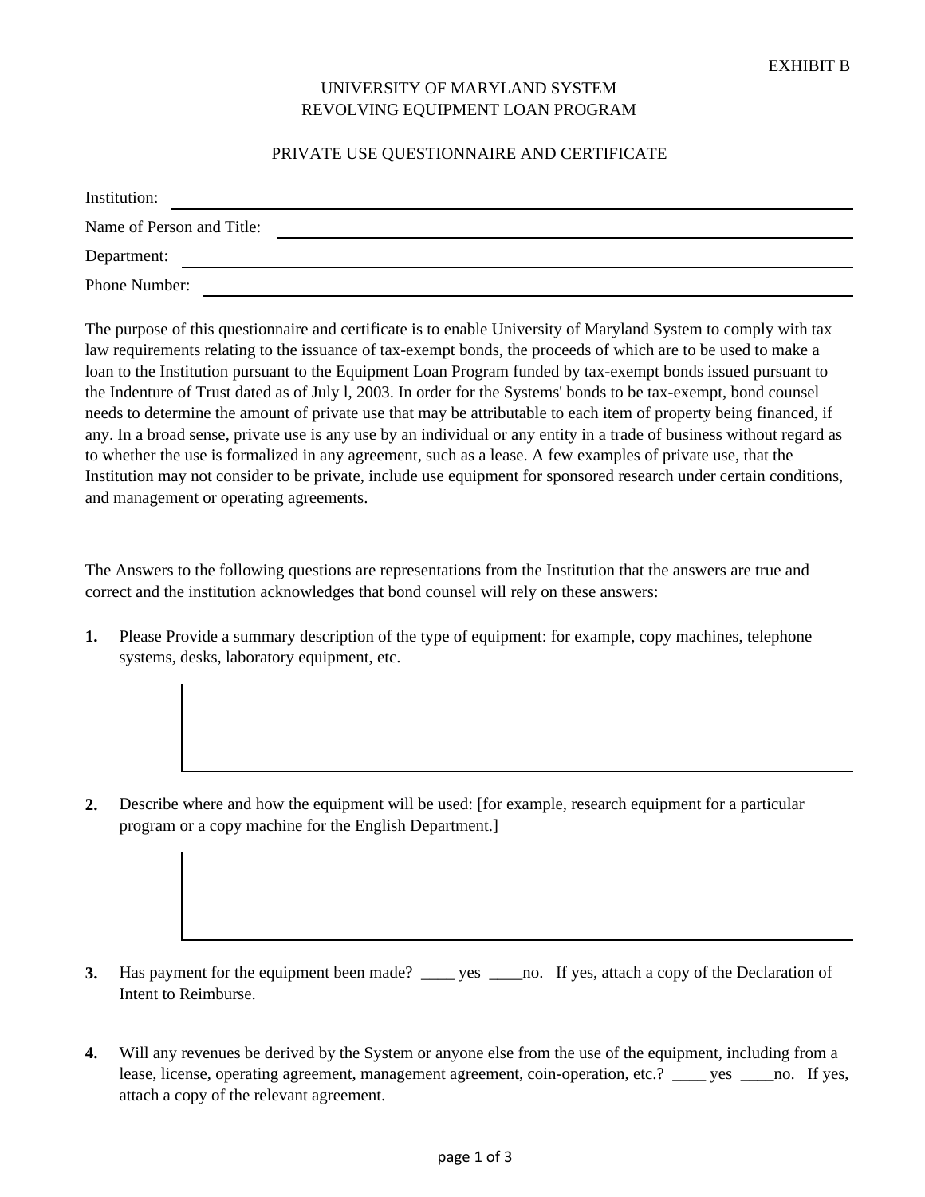EXHIBIT B

# UNIVERSITY OF MARYLAND SYSTEM
# REVOLVING EQUIPMENT LOAN PROGRAM

## PRIVATE USE QUESTIONNAIRE AND CERTIFICATE

Institution: ______________________________

Name of Person and Title: ______________________________

Department: ______________________________

Phone Number: ______________________________

The purpose of this questionnaire and certificate is to enable University of Maryland System to comply with tax law requirements relating to the issuance of tax-exempt bonds, the proceeds of which are to be used to make a loan to the Institution pursuant to the Equipment Loan Program funded by tax-exempt bonds issued pursuant to the Indenture of Trust dated as of July l, 2003. In order for the Systems' bonds to be tax-exempt, bond counsel needs to determine the amount of private use that may be attributable to each item of property being financed, if any. In a broad sense, private use is any use by an individual or any entity in a trade of business without regard as to whether the use is formalized in any agreement, such as a lease. A few examples of private use, that the Institution may not consider to be private, include use equipment for sponsored research under certain conditions, and management or operating agreements.

The Answers to the following questions are representations from the Institution that the answers are true and correct and the institution acknowledges that bond counsel will rely on these answers:

**1.** Please Provide a summary description of the type of equipment: for example, copy machines, telephone systems, desks, laboratory equipment, etc.

**2.** Describe where and how the equipment will be used: [for example, research equipment for a particular program or a copy machine for the English Department.]

**3.** Has payment for the equipment been made? ____ yes ____no. If yes, attach a copy of the Declaration of Intent to Reimburse.

**4.** Will any revenues be derived by the System or anyone else from the use of the equipment, including from a lease, license, operating agreement, management agreement, coin-operation, etc.? ____ yes ____no. If yes, attach a copy of the relevant agreement.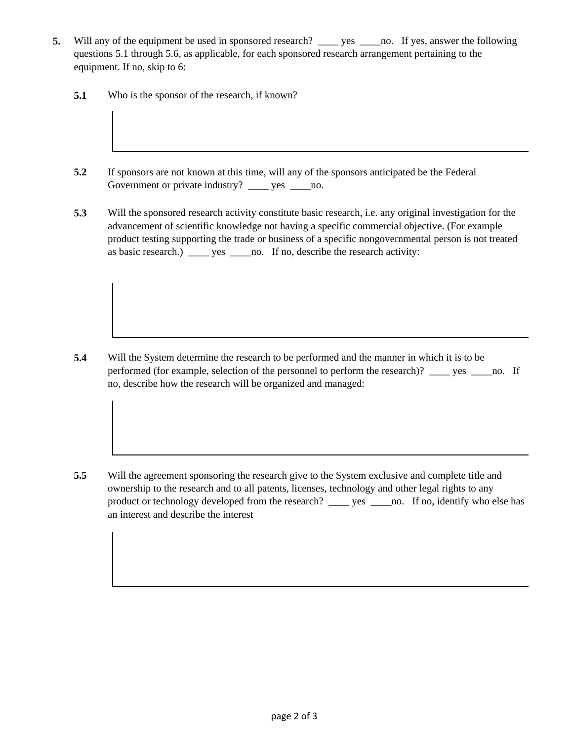**5.** Will any of the equipment be used in sponsored research? ____ yes ____no. If yes, answer the following questions 5.1 through 5.6, as applicable, for each sponsored research arrangement pertaining to the equipment. If no, skip to 6:

**5.1** Who is the sponsor of the research, if known?

**5.2** If sponsors are not known at this time, will any of the sponsors anticipated be the Federal Government or private industry? ____ yes ____no.

**5.3** Will the sponsored research activity constitute basic research, i.e. any original investigation for the advancement of scientific knowledge not having a specific commercial objective. (For example product testing supporting the trade or business of a specific nongovernmental person is not treated as basic research.) ____ yes ____no. If no, describe the research activity:

**5.4** Will the System determine the research to be performed and the manner in which it is to be performed (for example, selection of the personnel to perform the research)? ____ yes ____no. If no, describe how the research will be organized and managed:

**5.5** Will the agreement sponsoring the research give to the System exclusive and complete title and ownership to the research and to all patents, licenses, technology and other legal rights to any product or technology developed from the research? ____ yes ____no. If no, identify who else has an interest and describe the interest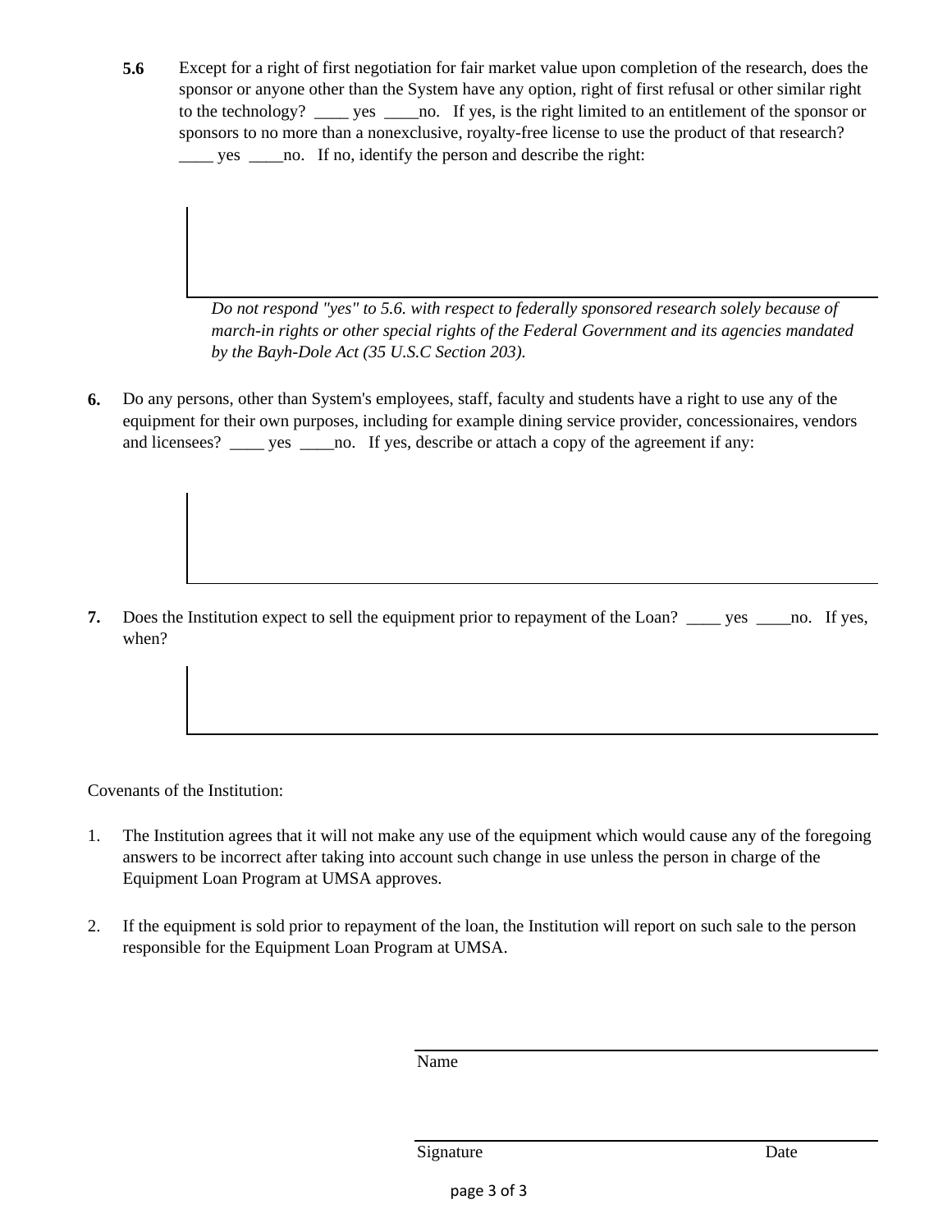**5.6** Except for a right of first negotiation for fair market value upon completion of the research, does the sponsor or anyone other than the System have any option, right of first refusal or other similar right to the technology? ____ yes ____no. If yes, is the right limited to an entitlement of the sponsor or sponsors to no more than a nonexclusive, royalty-free license to use the product of that research? ____ yes ____no. If no, identify the person and describe the right:

*Do not respond "yes" to 5.6. with respect to federally sponsored research solely because of march-in rights or other special rights of the Federal Government and its agencies mandated by the Bayh-Dole Act (35 U.S.C Section 203).*

**6.** Do any persons, other than System's employees, staff, faculty and students have a right to use any of the equipment for their own purposes, including for example dining service provider, concessionaires, vendors and licensees? ____ yes ____no. If yes, describe or attach a copy of the agreement if any:

**7.** Does the Institution expect to sell the equipment prior to repayment of the Loan? ____ yes ____no. If yes, when?

Covenants of the Institution:

1. The Institution agrees that it will not make any use of the equipment which would cause any of the foregoing answers to be incorrect after taking into account such change in use unless the person in charge of the Equipment Loan Program at UMSA approves.

2. If the equipment is sold prior to repayment of the loan, the Institution will report on such sale to the person responsible for the Equipment Loan Program at UMSA.

Name

Signature Date